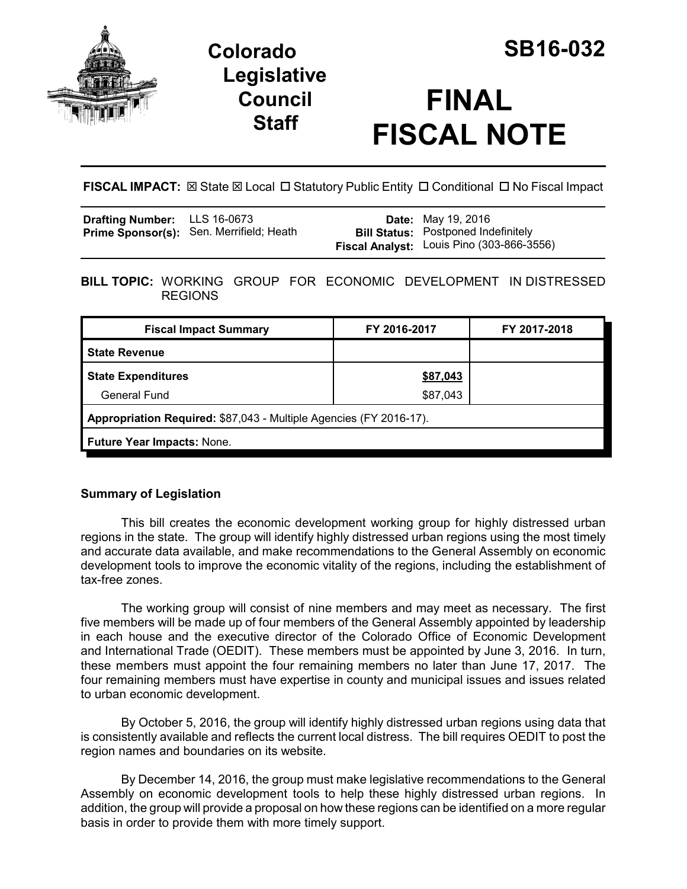# Colorado Legislative Council Staff

# SB16-032

# FINAL FISCAL NOTE

**FISCAL IMPACT:** ☒ State ☒ Local ☐ Statutory Public Entity ☐ Conditional ☐ No Fiscal Impact

| | | | |
|---|---|---|---|
| **Drafting Number:** | LLS 16-0673 | **Date:** | May 19, 2016 |
| **Prime Sponsor(s):** | Sen. Merrifield; Heath | **Bill Status:** | Postponed Indefinitely |
| | | **Fiscal Analyst:** | Louis Pino (303-866-3556) |

**BILL TOPIC:** WORKING GROUP FOR ECONOMIC DEVELOPMENT IN DISTRESSED REGIONS

| Fiscal Impact Summary | FY 2016-2017 | FY 2017-2018 |
|---|---|---|
| **State Revenue** | | |
| **State Expenditures** | <u>$87,043</u> | |
| General Fund | $87,043 | |
| **Appropriation Required:** $87,043 - Multiple Agencies (FY 2016-17). | | |
| **Future Year Impacts:** None. | | |

### Summary of Legislation

This bill creates the economic development working group for highly distressed urban regions in the state. The group will identify highly distressed urban regions using the most timely and accurate data available, and make recommendations to the General Assembly on economic development tools to improve the economic vitality of the regions, including the establishment of tax-free zones.

The working group will consist of nine members and may meet as necessary. The first five members will be made up of four members of the General Assembly appointed by leadership in each house and the executive director of the Colorado Office of Economic Development and International Trade (OEDIT). These members must be appointed by June 3, 2016. In turn, these members must appoint the four remaining members no later than June 17, 2017. The four remaining members must have expertise in county and municipal issues and issues related to urban economic development.

By October 5, 2016, the group will identify highly distressed urban regions using data that is consistently available and reflects the current local distress. The bill requires OEDIT to post the region names and boundaries on its website.

By December 14, 2016, the group must make legislative recommendations to the General Assembly on economic development tools to help these highly distressed urban regions. In addition, the group will provide a proposal on how these regions can be identified on a more regular basis in order to provide them with more timely support.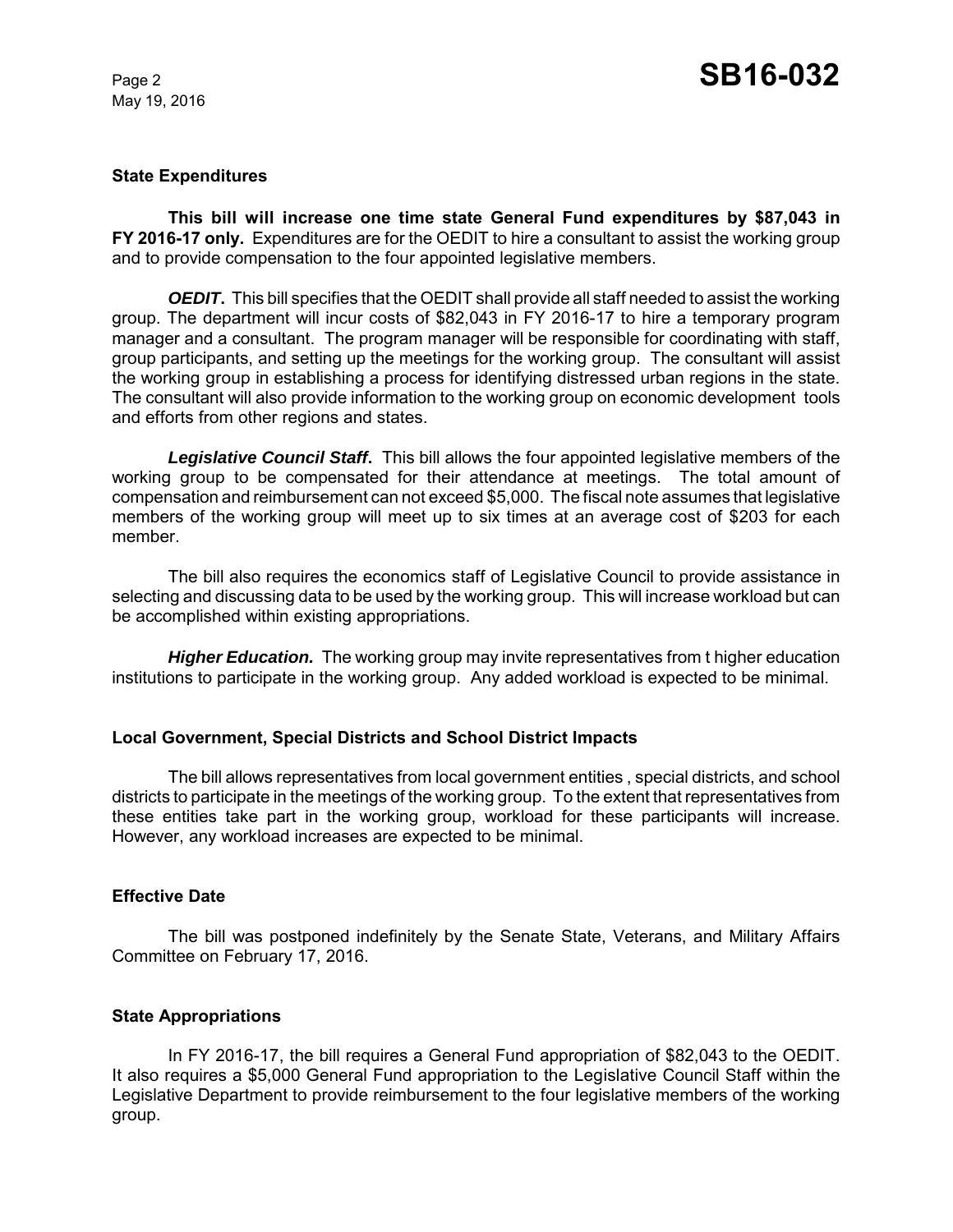**State Expenditures**

**This bill will increase one time state General Fund expenditures by $87,043 in FY 2016-17 only.** Expenditures are for the OEDIT to hire a consultant to assist the working group and to provide compensation to the four appointed legislative members.

***OEDIT*.** This bill specifies that the OEDIT shall provide all staff needed to assist the working group. The department will incur costs of $82,043 in FY 2016-17 to hire a temporary program manager and a consultant. The program manager will be responsible for coordinating with staff, group participants, and setting up the meetings for the working group. The consultant will assist the working group in establishing a process for identifying distressed urban regions in the state. The consultant will also provide information to the working group on economic development tools and efforts from other regions and states.

***Legislative Council Staff*.** This bill allows the four appointed legislative members of the working group to be compensated for their attendance at meetings. The total amount of compensation and reimbursement can not exceed $5,000. The fiscal note assumes that legislative members of the working group will meet up to six times at an average cost of $203 for each member.

The bill also requires the economics staff of Legislative Council to provide assistance in selecting and discussing data to be used by the working group. This will increase workload but can be accomplished within existing appropriations.

***Higher Education.*** The working group may invite representatives from t higher education institutions to participate in the working group. Any added workload is expected to be minimal.

**Local Government, Special Districts and School District Impacts**

The bill allows representatives from local government entities , special districts, and school districts to participate in the meetings of the working group. To the extent that representatives from these entities take part in the working group, workload for these participants will increase. However, any workload increases are expected to be minimal.

**Effective Date**

The bill was postponed indefinitely by the Senate State, Veterans, and Military Affairs Committee on February 17, 2016.

**State Appropriations**

In FY 2016-17, the bill requires a General Fund appropriation of $82,043 to the OEDIT. It also requires a $5,000 General Fund appropriation to the Legislative Council Staff within the Legislative Department to provide reimbursement to the four legislative members of the working group.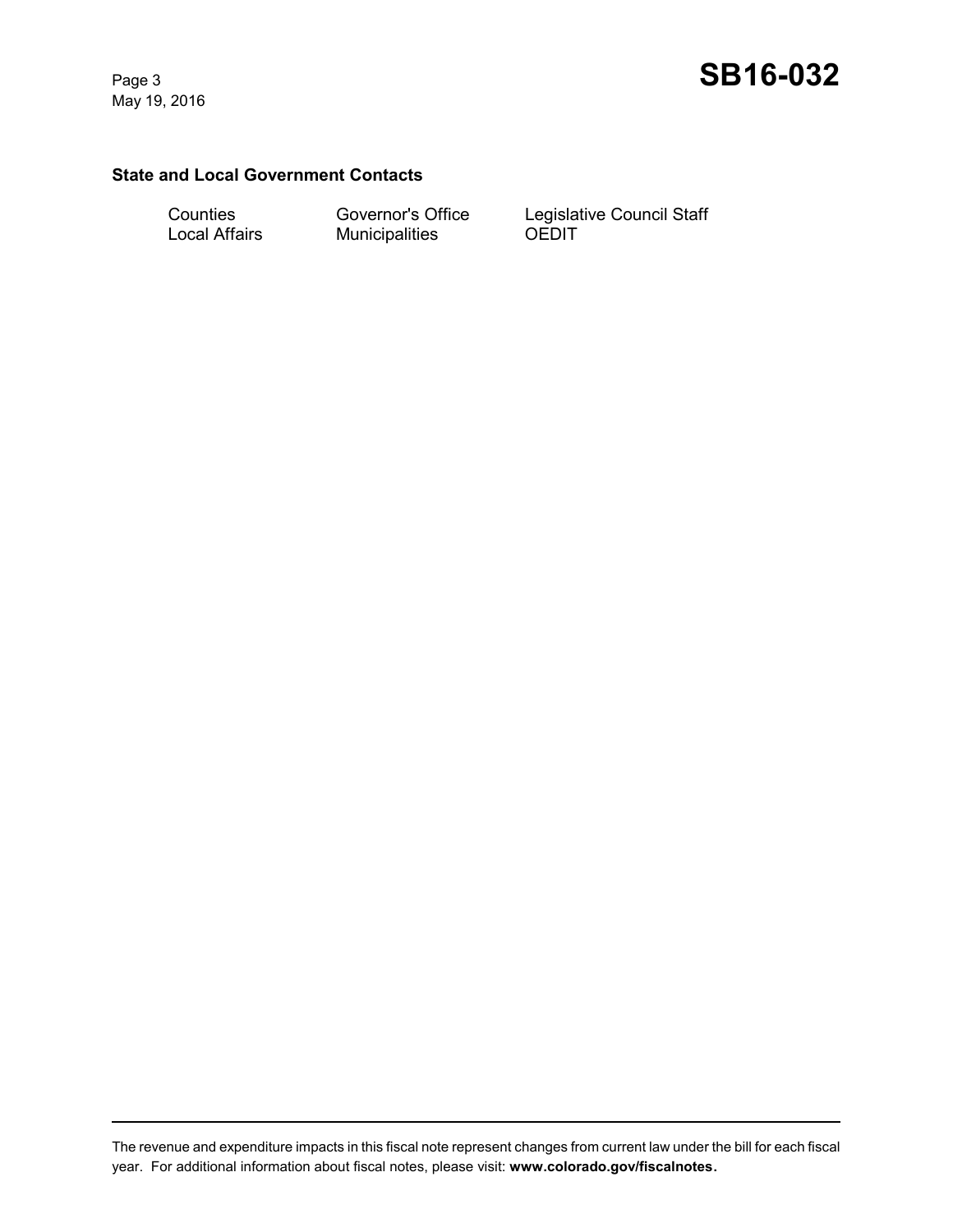**State and Local Government Contacts**

| | | |
|---|---|---|
| Counties | Governor's Office | Legislative Council Staff |
| Local Affairs | Municipalities | OEDIT |

The revenue and expenditure impacts in this fiscal note represent changes from current law under the bill for each fiscal year. For additional information about fiscal notes, please visit: **www.colorado.gov/fiscalnotes.**